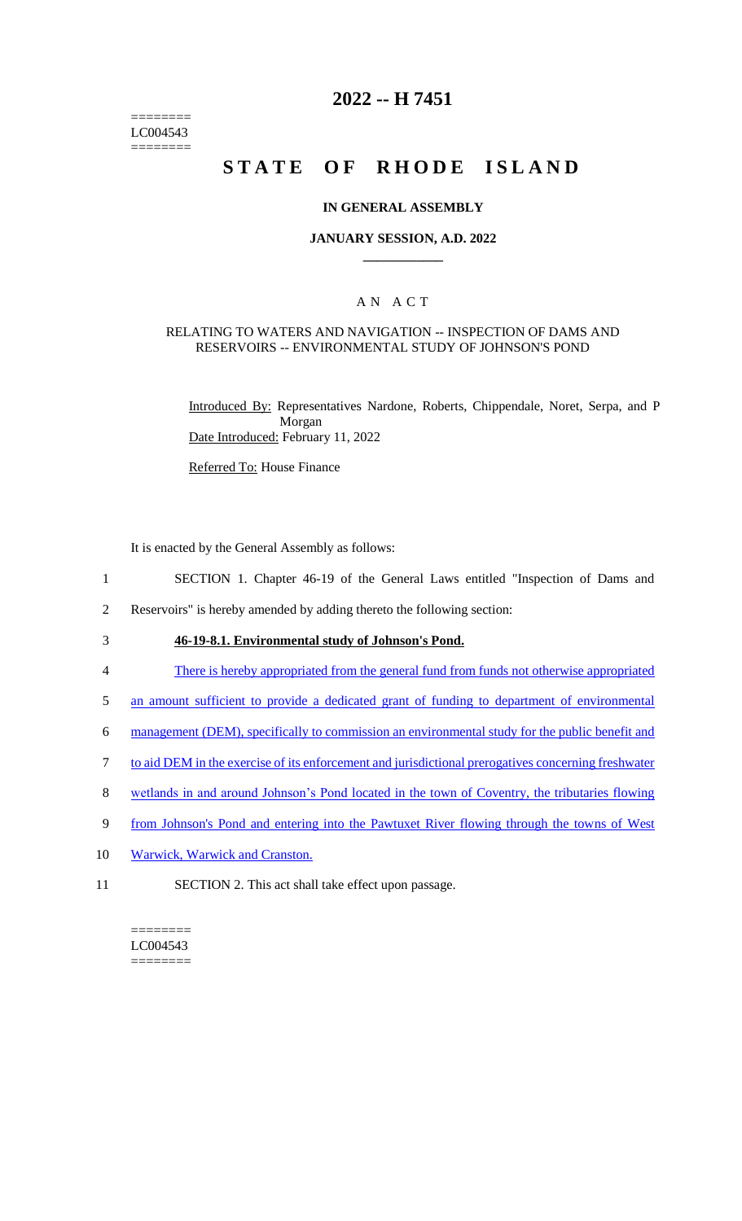========
LC004543
========

# 2022 -- H 7451

# STATE OF RHODE ISLAND

## IN GENERAL ASSEMBLY

### JANUARY SESSION, A.D. 2022

## A N A C T

RELATING TO WATERS AND NAVIGATION -- INSPECTION OF DAMS AND RESERVOIRS -- ENVIRONMENTAL STUDY OF JOHNSON'S POND

Introduced By: Representatives Nardone, Roberts, Chippendale, Noret, Serpa, and P Morgan

Date Introduced: February 11, 2022

Referred To: House Finance

It is enacted by the General Assembly as follows:

1 SECTION 1. Chapter 46-19 of the General Laws entitled "Inspection of Dams and
2 Reservoirs" is hereby amended by adding thereto the following section:

3 **46-19-8.1. Environmental study of Johnson's Pond.**

4 There is hereby appropriated from the general fund from funds not otherwise appropriated
5 an amount sufficient to provide a dedicated grant of funding to department of environmental
6 management (DEM), specifically to commission an environmental study for the public benefit and
7 to aid DEM in the exercise of its enforcement and jurisdictional prerogatives concerning freshwater
8 wetlands in and around Johnson's Pond located in the town of Coventry, the tributaries flowing
9 from Johnson's Pond and entering into the Pawtuxet River flowing through the towns of West
10 Warwick, Warwick and Cranston.

11 SECTION 2. This act shall take effect upon passage.

========
LC004543
========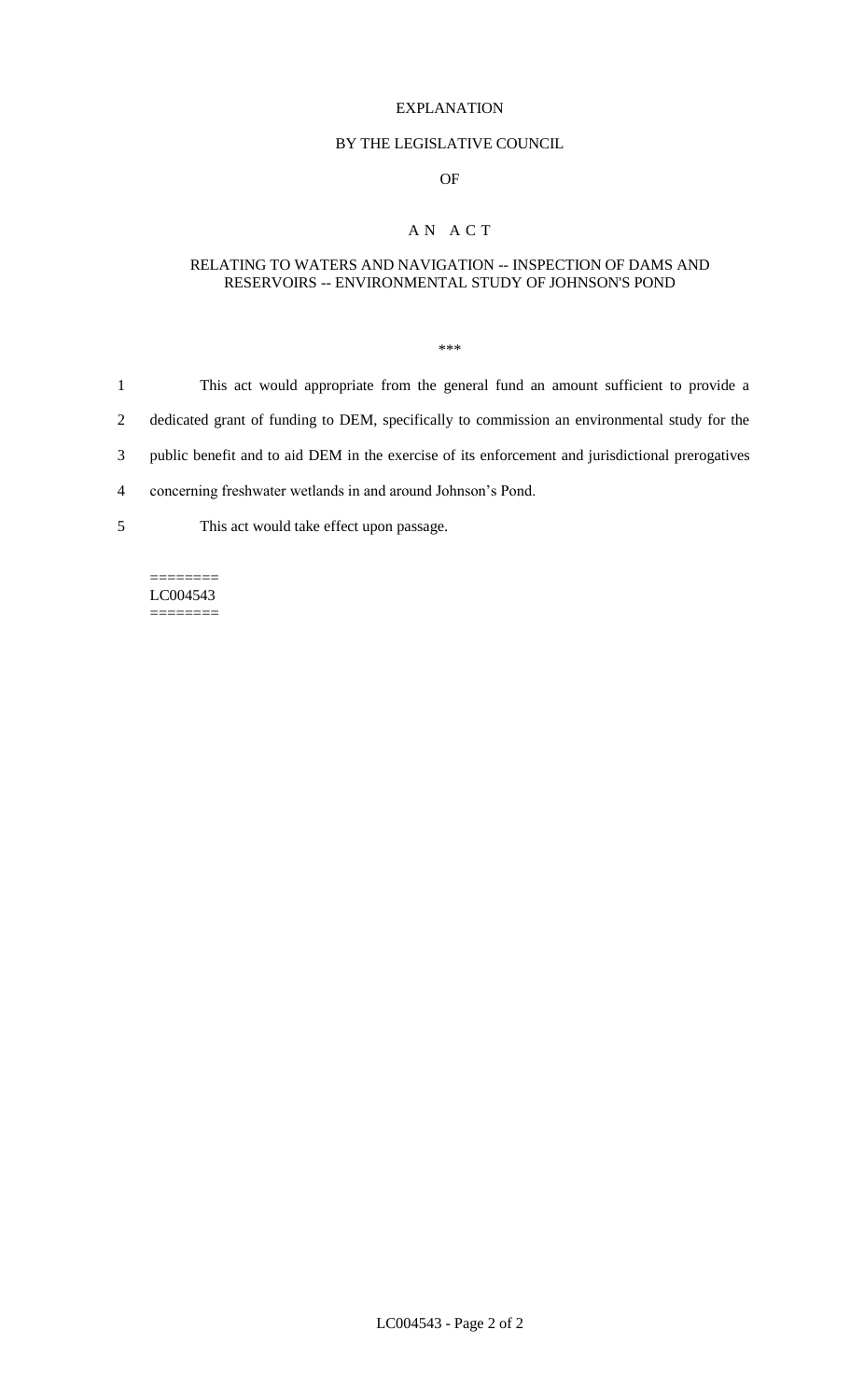EXPLANATION

BY THE LEGISLATIVE COUNCIL

OF

# A N A C T

RELATING TO WATERS AND NAVIGATION -- INSPECTION OF DAMS AND RESERVOIRS -- ENVIRONMENTAL STUDY OF JOHNSON'S POND

\*\*\*

1 This act would appropriate from the general fund an amount sufficient to provide a
2 dedicated grant of funding to DEM, specifically to commission an environmental study for the
3 public benefit and to aid DEM in the exercise of its enforcement and jurisdictional prerogatives
4 concerning freshwater wetlands in and around Johnson's Pond.
5 This act would take effect upon passage.

========
LC004543
========